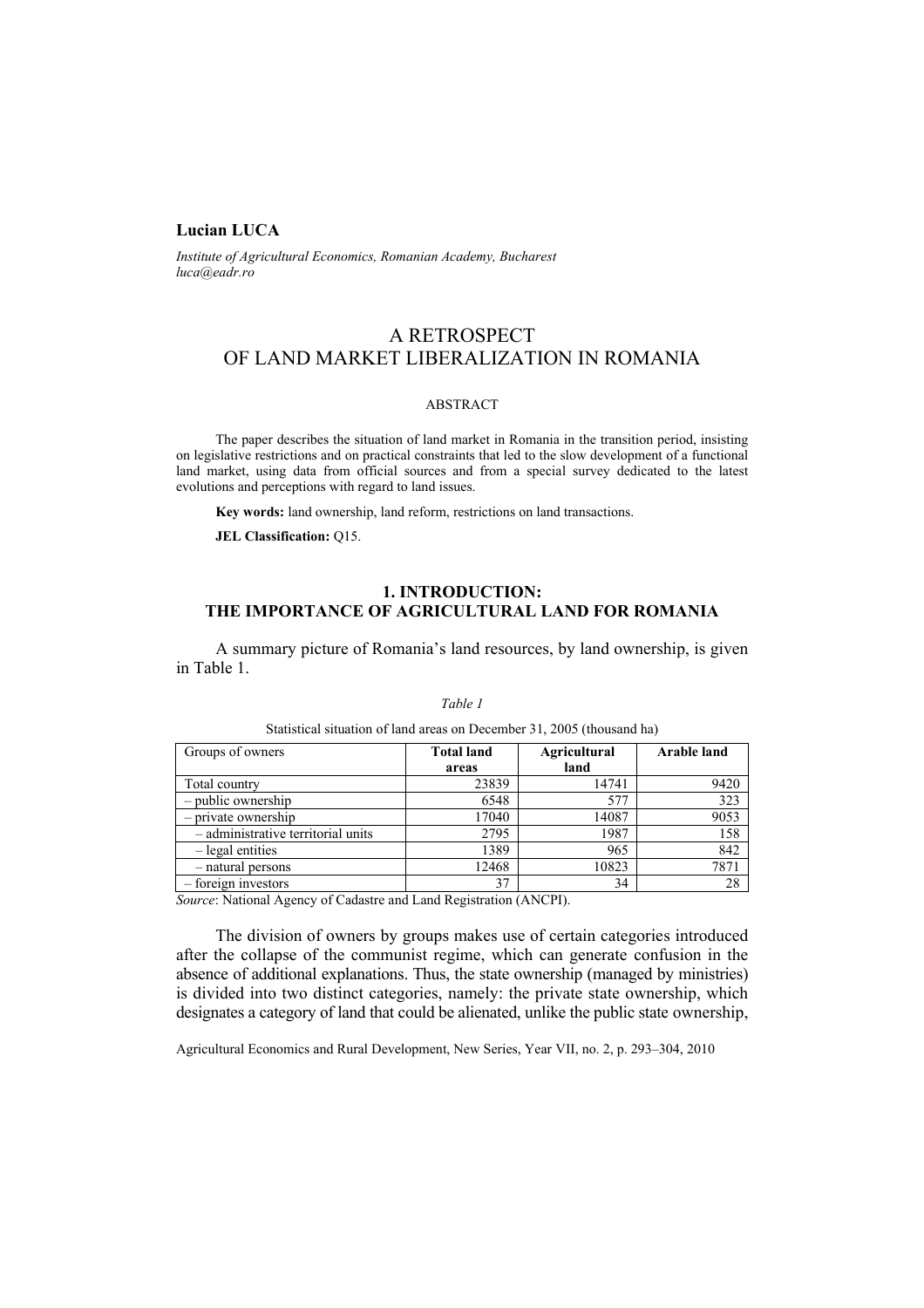**Lucian LUCA**

*Institute of Agricultural Economics, Romanian Academy, Bucharest*
*luca@eadr.ro*

# A RETROSPECT OF LAND MARKET LIBERALIZATION IN ROMANIA

ABSTRACT

The paper describes the situation of land market in Romania in the transition period, insisting on legislative restrictions and on practical constraints that led to the slow development of a functional land market, using data from official sources and from a special survey dedicated to the latest evolutions and perceptions with regard to land issues.

**Key words:** land ownership, land reform, restrictions on land transactions.

**JEL Classification:** Q15.

## 1. INTRODUCTION: THE IMPORTANCE OF AGRICULTURAL LAND FOR ROMANIA

A summary picture of Romania's land resources, by land ownership, is given in Table 1.

*Table 1*

Statistical situation of land areas on December 31, 2005 (thousand ha)

| Groups of owners | Total land areas | Agricultural land | Arable land |
|---|---|---|---|
| Total country | 23839 | 14741 | 9420 |
| – public ownership | 6548 | 577 | 323 |
| – private ownership | 17040 | 14087 | 9053 |
| – administrative territorial units | 2795 | 1987 | 158 |
| – legal entities | 1389 | 965 | 842 |
| – natural persons | 12468 | 10823 | 7871 |
| – foreign investors | 37 | 34 | 28 |

*Source*: National Agency of Cadastre and Land Registration (ANCPI).

The division of owners by groups makes use of certain categories introduced after the collapse of the communist regime, which can generate confusion in the absence of additional explanations. Thus, the state ownership (managed by ministries) is divided into two distinct categories, namely: the private state ownership, which designates a category of land that could be alienated, unlike the public state ownership,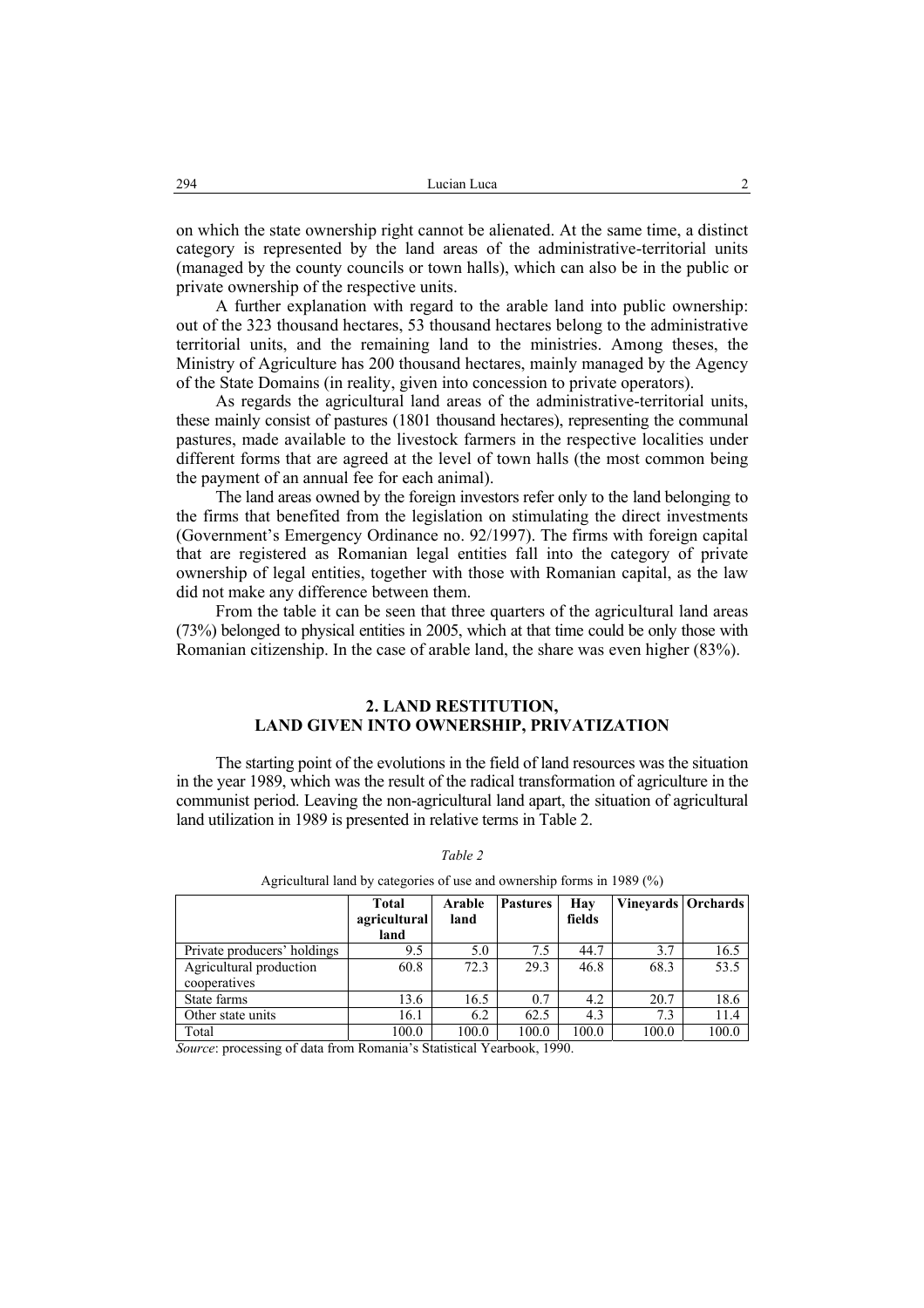on which the state ownership right cannot be alienated. At the same time, a distinct category is represented by the land areas of the administrative-territorial units (managed by the county councils or town halls), which can also be in the public or private ownership of the respective units.

A further explanation with regard to the arable land into public ownership: out of the 323 thousand hectares, 53 thousand hectares belong to the administrative territorial units, and the remaining land to the ministries. Among theses, the Ministry of Agriculture has 200 thousand hectares, mainly managed by the Agency of the State Domains (in reality, given into concession to private operators).

As regards the agricultural land areas of the administrative-territorial units, these mainly consist of pastures (1801 thousand hectares), representing the communal pastures, made available to the livestock farmers in the respective localities under different forms that are agreed at the level of town halls (the most common being the payment of an annual fee for each animal).

The land areas owned by the foreign investors refer only to the land belonging to the firms that benefited from the legislation on stimulating the direct investments (Government's Emergency Ordinance no. 92/1997). The firms with foreign capital that are registered as Romanian legal entities fall into the category of private ownership of legal entities, together with those with Romanian capital, as the law did not make any difference between them.

From the table it can be seen that three quarters of the agricultural land areas (73%) belonged to physical entities in 2005, which at that time could be only those with Romanian citizenship. In the case of arable land, the share was even higher (83%).

## 2. LAND RESTITUTION, LAND GIVEN INTO OWNERSHIP, PRIVATIZATION

The starting point of the evolutions in the field of land resources was the situation in the year 1989, which was the result of the radical transformation of agriculture in the communist period. Leaving the non-agricultural land apart, the situation of agricultural land utilization in 1989 is presented in relative terms in Table 2.

*Table 2*

Agricultural land by categories of use and ownership forms in 1989 (%)

| | Total agricultural land | Arable land | Pastures | Hay fields | Vineyards | Orchards |
|---|---|---|---|---|---|---|
| Private producers' holdings | 9.5 | 5.0 | 7.5 | 44.7 | 3.7 | 16.5 |
| Agricultural production cooperatives | 60.8 | 72.3 | 29.3 | 46.8 | 68.3 | 53.5 |
| State farms | 13.6 | 16.5 | 0.7 | 4.2 | 20.7 | 18.6 |
| Other state units | 16.1 | 6.2 | 62.5 | 4.3 | 7.3 | 11.4 |
| Total | 100.0 | 100.0 | 100.0 | 100.0 | 100.0 | 100.0 |

*Source*: processing of data from Romania's Statistical Yearbook, 1990.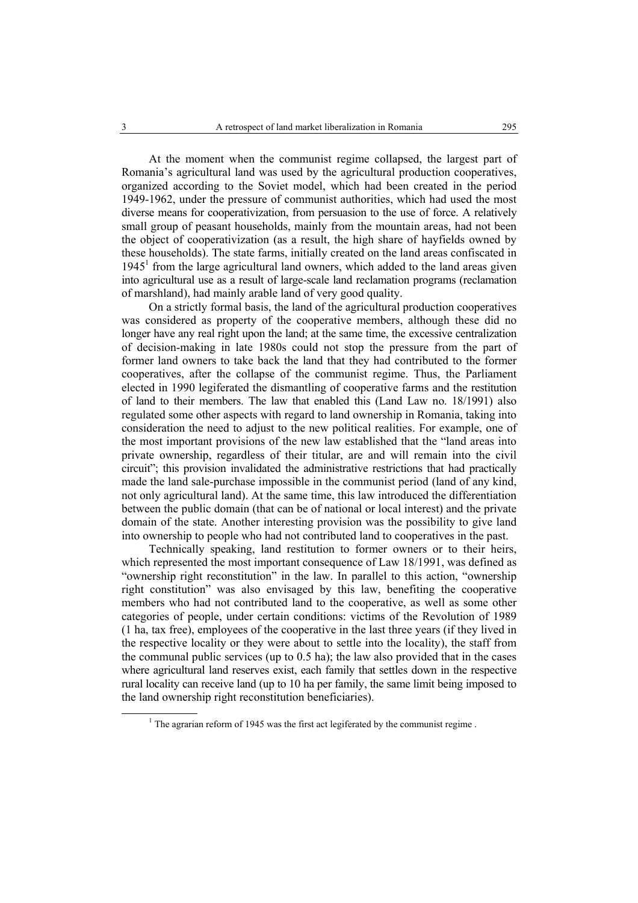At the moment when the communist regime collapsed, the largest part of Romania's agricultural land was used by the agricultural production cooperatives, organized according to the Soviet model, which had been created in the period 1949-1962, under the pressure of communist authorities, which had used the most diverse means for cooperativization, from persuasion to the use of force. A relatively small group of peasant households, mainly from the mountain areas, had not been the object of cooperativization (as a result, the high share of hayfields owned by these households). The state farms, initially created on the land areas confiscated in 1945[1] from the large agricultural land owners, which added to the land areas given into agricultural use as a result of large-scale land reclamation programs (reclamation of marshland), had mainly arable land of very good quality.

On a strictly formal basis, the land of the agricultural production cooperatives was considered as property of the cooperative members, although these did no longer have any real right upon the land; at the same time, the excessive centralization of decision-making in late 1980s could not stop the pressure from the part of former land owners to take back the land that they had contributed to the former cooperatives, after the collapse of the communist regime. Thus, the Parliament elected in 1990 legiferated the dismantling of cooperative farms and the restitution of land to their members. The law that enabled this (Land Law no. 18/1991) also regulated some other aspects with regard to land ownership in Romania, taking into consideration the need to adjust to the new political realities. For example, one of the most important provisions of the new law established that the "land areas into private ownership, regardless of their titular, are and will remain into the civil circuit"; this provision invalidated the administrative restrictions that had practically made the land sale-purchase impossible in the communist period (land of any kind, not only agricultural land). At the same time, this law introduced the differentiation between the public domain (that can be of national or local interest) and the private domain of the state. Another interesting provision was the possibility to give land into ownership to people who had not contributed land to cooperatives in the past.

Technically speaking, land restitution to former owners or to their heirs, which represented the most important consequence of Law 18/1991, was defined as "ownership right reconstitution" in the law. In parallel to this action, "ownership right constitution" was also envisaged by this law, benefiting the cooperative members who had not contributed land to the cooperative, as well as some other categories of people, under certain conditions: victims of the Revolution of 1989 (1 ha, tax free), employees of the cooperative in the last three years (if they lived in the respective locality or they were about to settle into the locality), the staff from the communal public services (up to 0.5 ha); the law also provided that in the cases where agricultural land reserves exist, each family that settles down in the respective rural locality can receive land (up to 10 ha per family, the same limit being imposed to the land ownership right reconstitution beneficiaries).

[1] The agrarian reform of 1945 was the first act legiferated by the communist regime .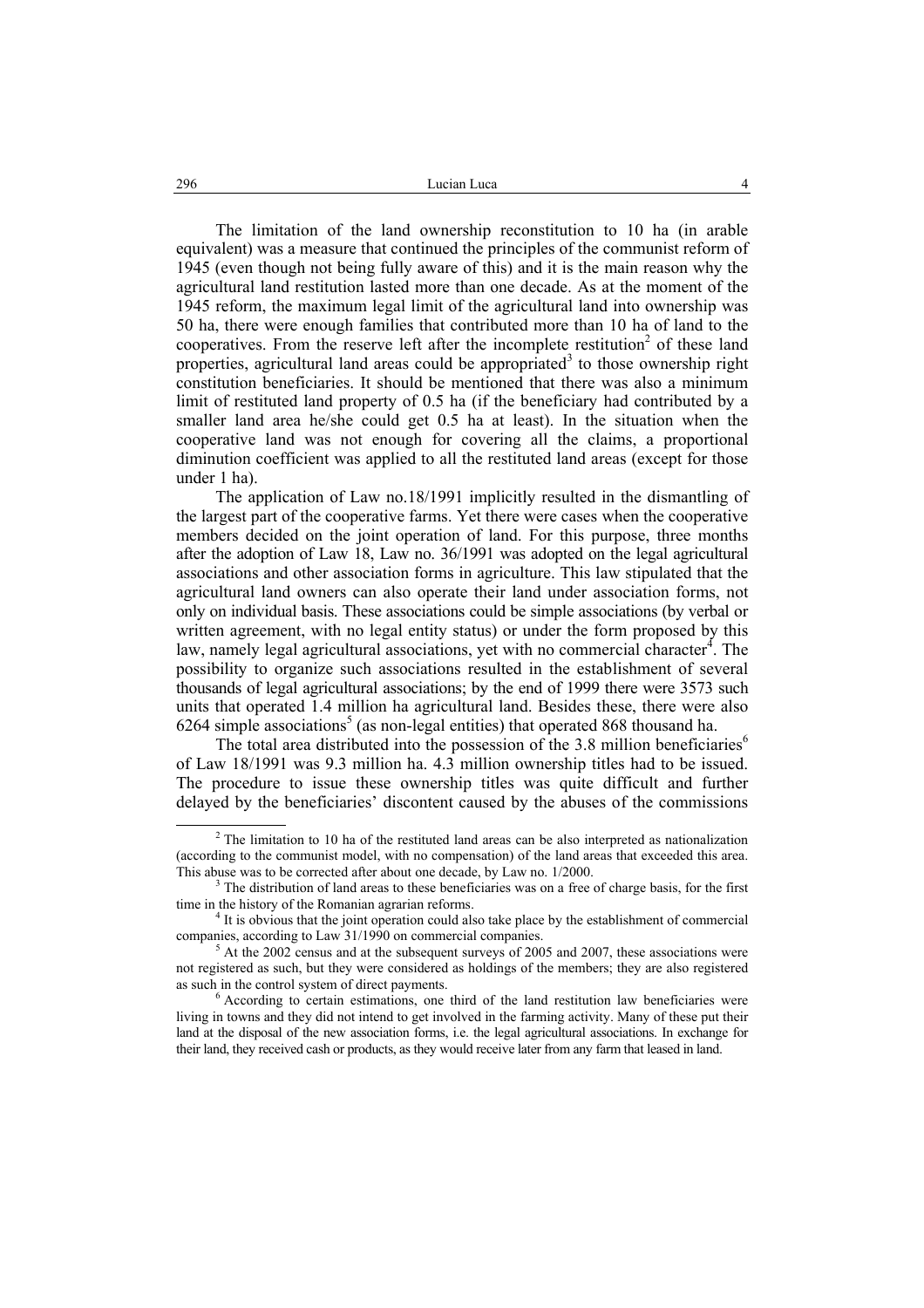The limitation of the land ownership reconstitution to 10 ha (in arable equivalent) was a measure that continued the principles of the communist reform of 1945 (even though not being fully aware of this) and it is the main reason why the agricultural land restitution lasted more than one decade. As at the moment of the 1945 reform, the maximum legal limit of the agricultural land into ownership was 50 ha, there were enough families that contributed more than 10 ha of land to the cooperatives. From the reserve left after the incomplete restitution[2] of these land properties, agricultural land areas could be appropriated[3] to those ownership right constitution beneficiaries. It should be mentioned that there was also a minimum limit of restituted land property of 0.5 ha (if the beneficiary had contributed by a smaller land area he/she could get 0.5 ha at least). In the situation when the cooperative land was not enough for covering all the claims, a proportional diminution coefficient was applied to all the restituted land areas (except for those under 1 ha).

The application of Law no.18/1991 implicitly resulted in the dismantling of the largest part of the cooperative farms. Yet there were cases when the cooperative members decided on the joint operation of land. For this purpose, three months after the adoption of Law 18, Law no. 36/1991 was adopted on the legal agricultural associations and other association forms in agriculture. This law stipulated that the agricultural land owners can also operate their land under association forms, not only on individual basis. These associations could be simple associations (by verbal or written agreement, with no legal entity status) or under the form proposed by this law, namely legal agricultural associations, yet with no commercial character[4]. The possibility to organize such associations resulted in the establishment of several thousands of legal agricultural associations; by the end of 1999 there were 3573 such units that operated 1.4 million ha agricultural land. Besides these, there were also 6264 simple associations[5] (as non-legal entities) that operated 868 thousand ha.

The total area distributed into the possession of the 3.8 million beneficiaries[6] of Law 18/1991 was 9.3 million ha. 4.3 million ownership titles had to be issued. The procedure to issue these ownership titles was quite difficult and further delayed by the beneficiaries' discontent caused by the abuses of the commissions

---

[2] The limitation to 10 ha of the restituted land areas can be also interpreted as nationalization (according to the communist model, with no compensation) of the land areas that exceeded this area. This abuse was to be corrected after about one decade, by Law no. 1/2000.

[3] The distribution of land areas to these beneficiaries was on a free of charge basis, for the first time in the history of the Romanian agrarian reforms.

[4] It is obvious that the joint operation could also take place by the establishment of commercial companies, according to Law 31/1990 on commercial companies.

[5] At the 2002 census and at the subsequent surveys of 2005 and 2007, these associations were not registered as such, but they were considered as holdings of the members; they are also registered as such in the control system of direct payments.

[6] According to certain estimations, one third of the land restitution law beneficiaries were living in towns and they did not intend to get involved in the farming activity. Many of these put their land at the disposal of the new association forms, i.e. the legal agricultural associations. In exchange for their land, they received cash or products, as they would receive later from any farm that leased in land.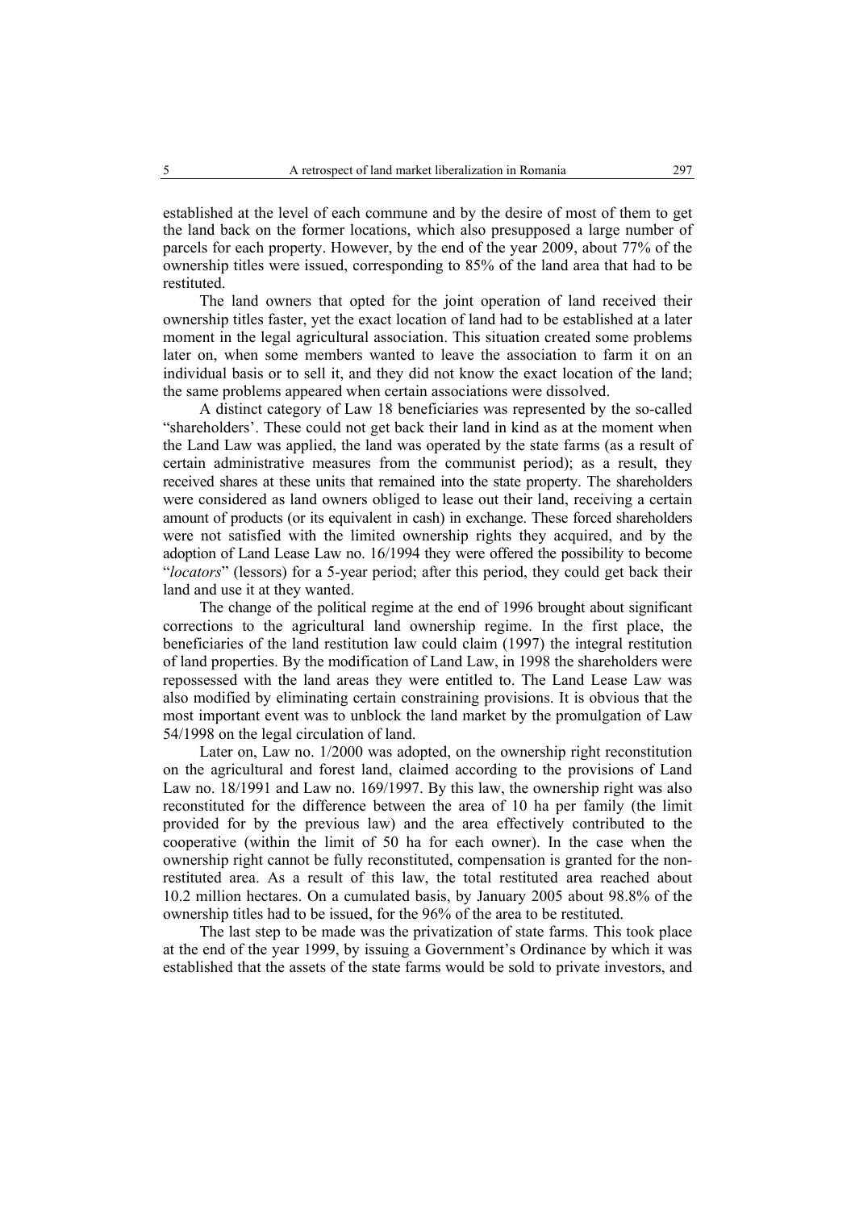established at the level of each commune and by the desire of most of them to get the land back on the former locations, which also presupposed a large number of parcels for each property. However, by the end of the year 2009, about 77% of the ownership titles were issued, corresponding to 85% of the land area that had to be restituted.

The land owners that opted for the joint operation of land received their ownership titles faster, yet the exact location of land had to be established at a later moment in the legal agricultural association. This situation created some problems later on, when some members wanted to leave the association to farm it on an individual basis or to sell it, and they did not know the exact location of the land; the same problems appeared when certain associations were dissolved.

A distinct category of Law 18 beneficiaries was represented by the so-called "shareholders'. These could not get back their land in kind as at the moment when the Land Law was applied, the land was operated by the state farms (as a result of certain administrative measures from the communist period); as a result, they received shares at these units that remained into the state property. The shareholders were considered as land owners obliged to lease out their land, receiving a certain amount of products (or its equivalent in cash) in exchange. These forced shareholders were not satisfied with the limited ownership rights they acquired, and by the adoption of Land Lease Law no. 16/1994 they were offered the possibility to become "*locators*" (lessors) for a 5-year period; after this period, they could get back their land and use it at they wanted.

The change of the political regime at the end of 1996 brought about significant corrections to the agricultural land ownership regime. In the first place, the beneficiaries of the land restitution law could claim (1997) the integral restitution of land properties. By the modification of Land Law, in 1998 the shareholders were repossessed with the land areas they were entitled to. The Land Lease Law was also modified by eliminating certain constraining provisions. It is obvious that the most important event was to unblock the land market by the promulgation of Law 54/1998 on the legal circulation of land.

Later on, Law no. 1/2000 was adopted, on the ownership right reconstitution on the agricultural and forest land, claimed according to the provisions of Land Law no. 18/1991 and Law no. 169/1997. By this law, the ownership right was also reconstituted for the difference between the area of 10 ha per family (the limit provided for by the previous law) and the area effectively contributed to the cooperative (within the limit of 50 ha for each owner). In the case when the ownership right cannot be fully reconstituted, compensation is granted for the non-restituted area. As a result of this law, the total restituted area reached about 10.2 million hectares. On a cumulated basis, by January 2005 about 98.8% of the ownership titles had to be issued, for the 96% of the area to be restituted.

The last step to be made was the privatization of state farms. This took place at the end of the year 1999, by issuing a Government's Ordinance by which it was established that the assets of the state farms would be sold to private investors, and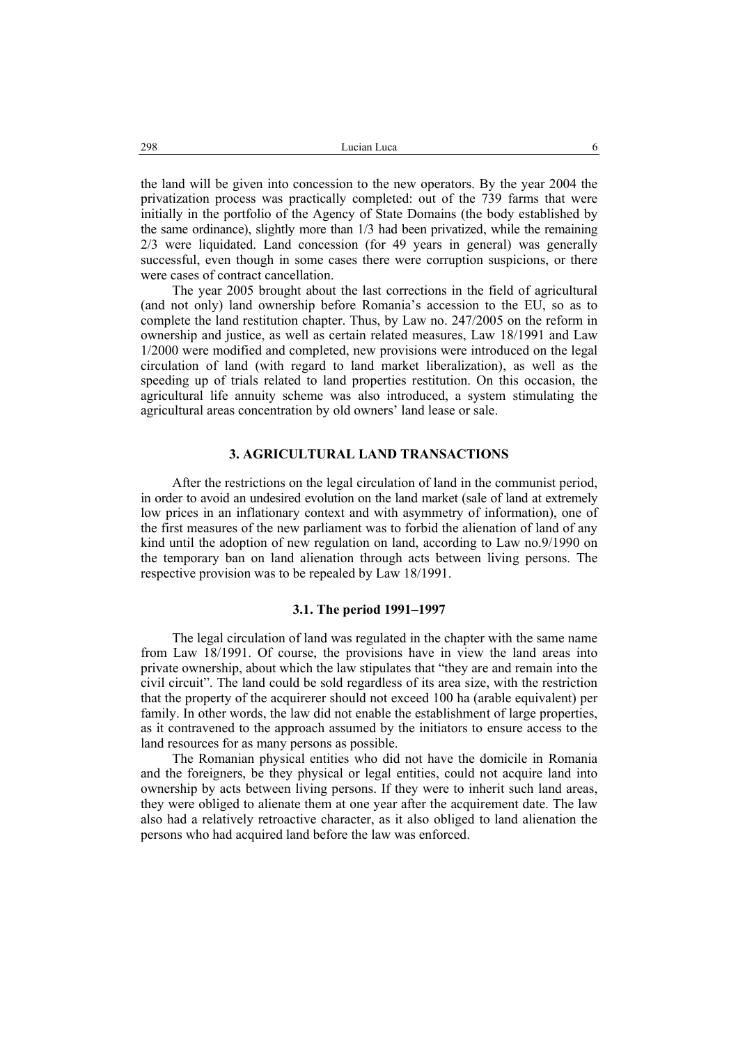the land will be given into concession to the new operators. By the year 2004 the privatization process was practically completed: out of the 739 farms that were initially in the portfolio of the Agency of State Domains (the body established by the same ordinance), slightly more than 1/3 had been privatized, while the remaining 2/3 were liquidated. Land concession (for 49 years in general) was generally successful, even though in some cases there were corruption suspicions, or there were cases of contract cancellation.

The year 2005 brought about the last corrections in the field of agricultural (and not only) land ownership before Romania's accession to the EU, so as to complete the land restitution chapter. Thus, by Law no. 247/2005 on the reform in ownership and justice, as well as certain related measures, Law 18/1991 and Law 1/2000 were modified and completed, new provisions were introduced on the legal circulation of land (with regard to land market liberalization), as well as the speeding up of trials related to land properties restitution. On this occasion, the agricultural life annuity scheme was also introduced, a system stimulating the agricultural areas concentration by old owners' land lease or sale.

## 3. AGRICULTURAL LAND TRANSACTIONS

After the restrictions on the legal circulation of land in the communist period, in order to avoid an undesired evolution on the land market (sale of land at extremely low prices in an inflationary context and with asymmetry of information), one of the first measures of the new parliament was to forbid the alienation of land of any kind until the adoption of new regulation on land, according to Law no.9/1990 on the temporary ban on land alienation through acts between living persons. The respective provision was to be repealed by Law 18/1991.

### 3.1. The period 1991–1997

The legal circulation of land was regulated in the chapter with the same name from Law 18/1991. Of course, the provisions have in view the land areas into private ownership, about which the law stipulates that "they are and remain into the civil circuit". The land could be sold regardless of its area size, with the restriction that the property of the acquirerer should not exceed 100 ha (arable equivalent) per family. In other words, the law did not enable the establishment of large properties, as it contravened to the approach assumed by the initiators to ensure access to the land resources for as many persons as possible.

The Romanian physical entities who did not have the domicile in Romania and the foreigners, be they physical or legal entities, could not acquire land into ownership by acts between living persons. If they were to inherit such land areas, they were obliged to alienate them at one year after the acquirement date. The law also had a relatively retroactive character, as it also obliged to land alienation the persons who had acquired land before the law was enforced.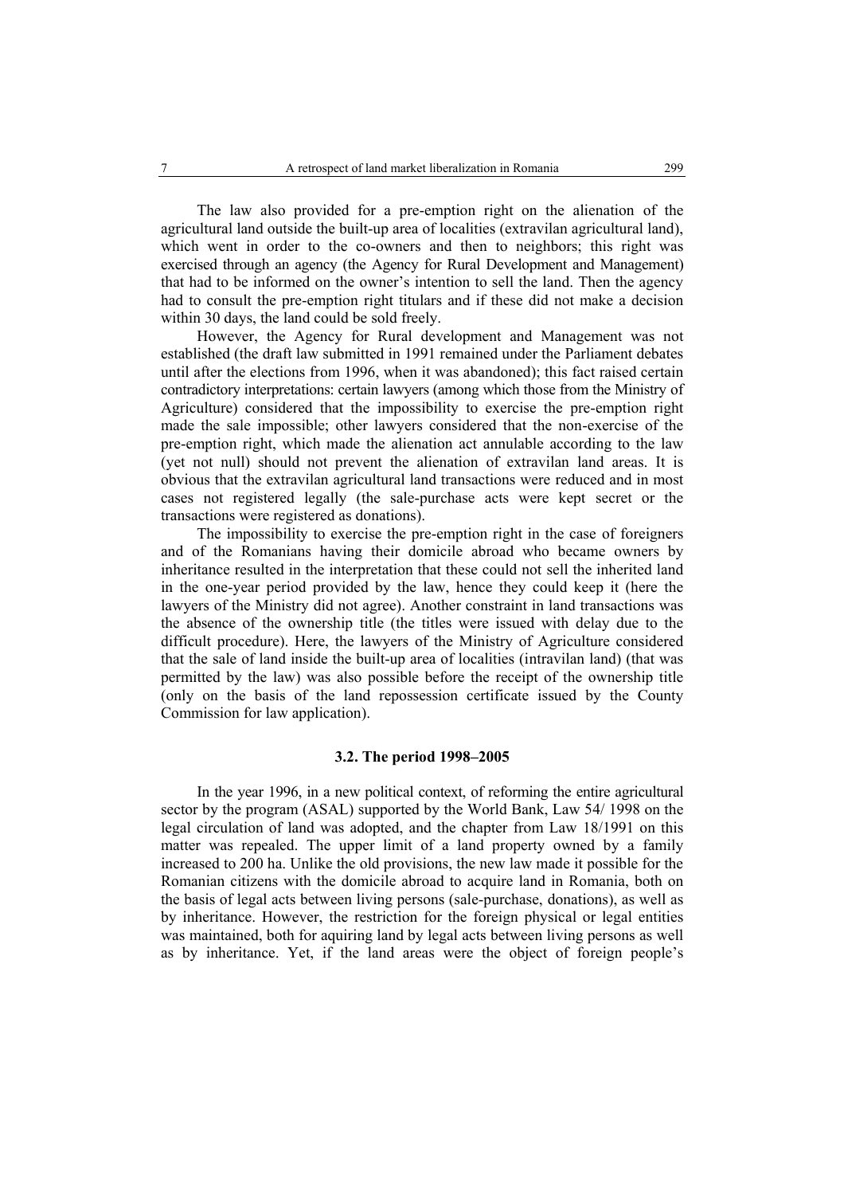The law also provided for a pre-emption right on the alienation of the agricultural land outside the built-up area of localities (extravilan agricultural land), which went in order to the co-owners and then to neighbors; this right was exercised through an agency (the Agency for Rural Development and Management) that had to be informed on the owner's intention to sell the land. Then the agency had to consult the pre-emption right titulars and if these did not make a decision within 30 days, the land could be sold freely.

However, the Agency for Rural development and Management was not established (the draft law submitted in 1991 remained under the Parliament debates until after the elections from 1996, when it was abandoned); this fact raised certain contradictory interpretations: certain lawyers (among which those from the Ministry of Agriculture) considered that the impossibility to exercise the pre-emption right made the sale impossible; other lawyers considered that the non-exercise of the pre-emption right, which made the alienation act annulable according to the law (yet not null) should not prevent the alienation of extravilan land areas. It is obvious that the extravilan agricultural land transactions were reduced and in most cases not registered legally (the sale-purchase acts were kept secret or the transactions were registered as donations).

The impossibility to exercise the pre-emption right in the case of foreigners and of the Romanians having their domicile abroad who became owners by inheritance resulted in the interpretation that these could not sell the inherited land in the one-year period provided by the law, hence they could keep it (here the lawyers of the Ministry did not agree). Another constraint in land transactions was the absence of the ownership title (the titles were issued with delay due to the difficult procedure). Here, the lawyers of the Ministry of Agriculture considered that the sale of land inside the built-up area of localities (intravilan land) (that was permitted by the law) was also possible before the receipt of the ownership title (only on the basis of the land repossession certificate issued by the County Commission for law application).

### 3.2. The period 1998–2005

In the year 1996, in a new political context, of reforming the entire agricultural sector by the program (ASAL) supported by the World Bank, Law 54/ 1998 on the legal circulation of land was adopted, and the chapter from Law 18/1991 on this matter was repealed. The upper limit of a land property owned by a family increased to 200 ha. Unlike the old provisions, the new law made it possible for the Romanian citizens with the domicile abroad to acquire land in Romania, both on the basis of legal acts between living persons (sale-purchase, donations), as well as by inheritance. However, the restriction for the foreign physical or legal entities was maintained, both for aquiring land by legal acts between living persons as well as by inheritance. Yet, if the land areas were the object of foreign people's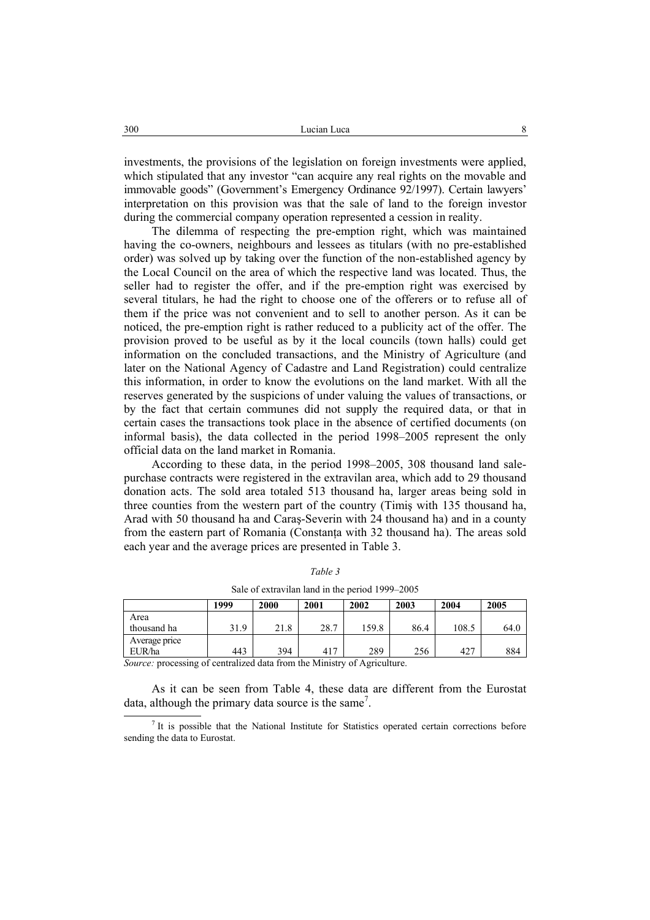investments, the provisions of the legislation on foreign investments were applied, which stipulated that any investor "can acquire any real rights on the movable and immovable goods" (Government's Emergency Ordinance 92/1997). Certain lawyers' interpretation on this provision was that the sale of land to the foreign investor during the commercial company operation represented a cession in reality.

The dilemma of respecting the pre-emption right, which was maintained having the co-owners, neighbours and lessees as titulars (with no pre-established order) was solved up by taking over the function of the non-established agency by the Local Council on the area of which the respective land was located. Thus, the seller had to register the offer, and if the pre-emption right was exercised by several titulars, he had the right to choose one of the offerers or to refuse all of them if the price was not convenient and to sell to another person. As it can be noticed, the pre-emption right is rather reduced to a publicity act of the offer. The provision proved to be useful as by it the local councils (town halls) could get information on the concluded transactions, and the Ministry of Agriculture (and later on the National Agency of Cadastre and Land Registration) could centralize this information, in order to know the evolutions on the land market. With all the reserves generated by the suspicions of under valuing the values of transactions, or by the fact that certain communes did not supply the required data, or that in certain cases the transactions took place in the absence of certified documents (on informal basis), the data collected in the period 1998–2005 represent the only official data on the land market in Romania.

According to these data, in the period 1998–2005, 308 thousand land sale-purchase contracts were registered in the extravilan area, which add to 29 thousand donation acts. The sold area totaled 513 thousand ha, larger areas being sold in three counties from the western part of the country (Timiş with 135 thousand ha, Arad with 50 thousand ha and Caraş-Severin with 24 thousand ha) and in a county from the eastern part of Romania (Constanţa with 32 thousand ha). The areas sold each year and the average prices are presented in Table 3.

*Table 3*

Sale of extravilan land in the period 1999–2005

| | 1999 | 2000 | 2001 | 2002 | 2003 | 2004 | 2005 |
|---|---|---|---|---|---|---|---|
| Area thousand ha | 31.9 | 21.8 | 28.7 | 159.8 | 86.4 | 108.5 | 64.0 |
| Average price EUR/ha | 443 | 394 | 417 | 289 | 256 | 427 | 884 |

*Source:* processing of centralized data from the Ministry of Agriculture.

As it can be seen from Table 4, these data are different from the Eurostat data, although the primary data source is the same[7].

[7] It is possible that the National Institute for Statistics operated certain corrections before sending the data to Eurostat.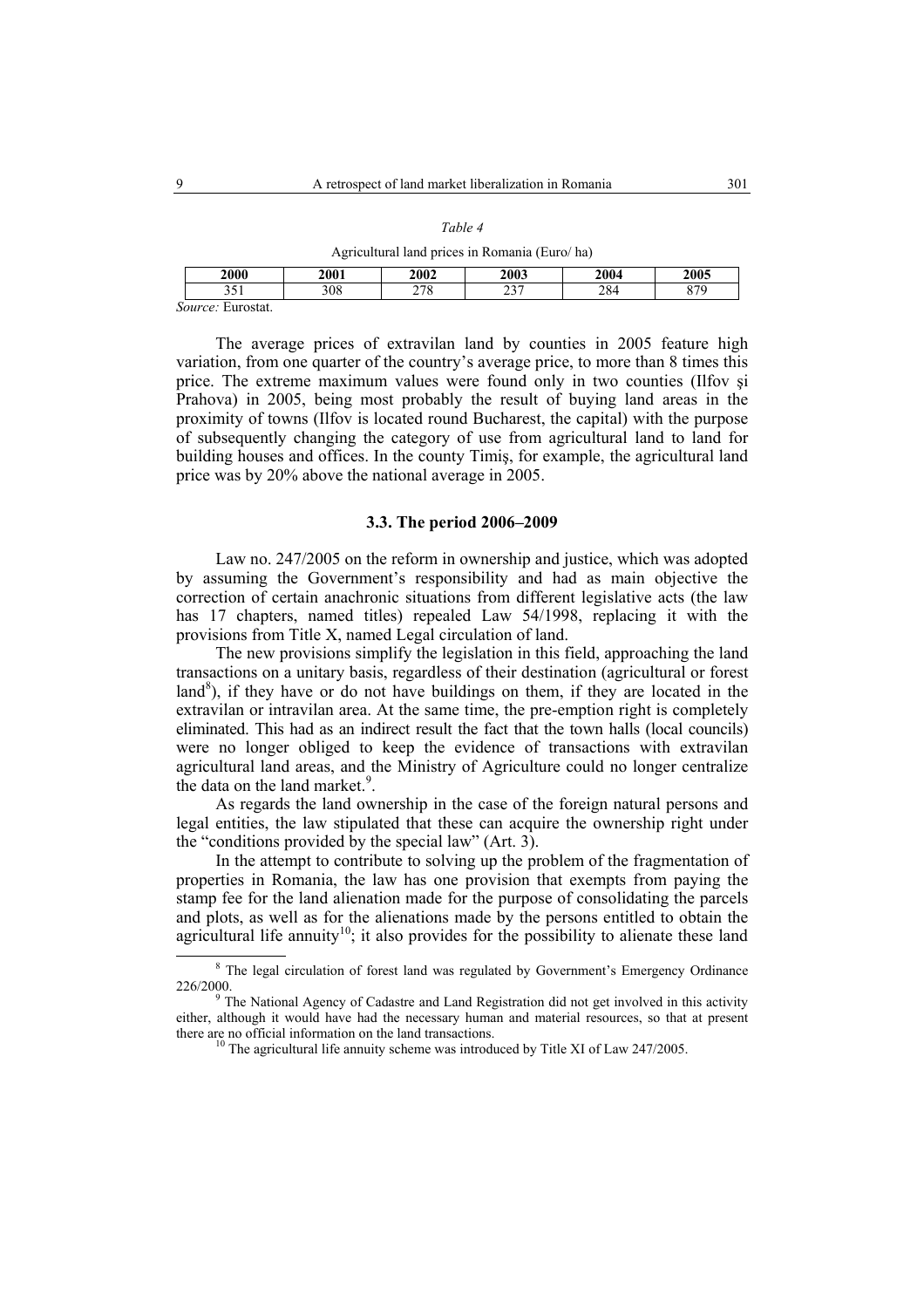*Table 4*

Agricultural land prices in Romania (Euro/ ha)

| 2000 | 2001 | 2002 | 2003 | 2004 | 2005 |
|---|---|---|---|---|---|
| 351 | 308 | 278 | 237 | 284 | 879 |

*Source:* Eurostat.

The average prices of extravilan land by counties in 2005 feature high variation, from one quarter of the country's average price, to more than 8 times this price. The extreme maximum values were found only in two counties (Ilfov şi Prahova) in 2005, being most probably the result of buying land areas in the proximity of towns (Ilfov is located round Bucharest, the capital) with the purpose of subsequently changing the category of use from agricultural land to land for building houses and offices. In the county Timiş, for example, the agricultural land price was by 20% above the national average in 2005.

### 3.3. The period 2006–2009

Law no. 247/2005 on the reform in ownership and justice, which was adopted by assuming the Government's responsibility and had as main objective the correction of certain anachronic situations from different legislative acts (the law has 17 chapters, named titles) repealed Law 54/1998, replacing it with the provisions from Title X, named Legal circulation of land.

The new provisions simplify the legislation in this field, approaching the land transactions on a unitary basis, regardless of their destination (agricultural or forest land[8]), if they have or do not have buildings on them, if they are located in the extravilan or intravilan area. At the same time, the pre-emption right is completely eliminated. This had as an indirect result the fact that the town halls (local councils) were no longer obliged to keep the evidence of transactions with extravilan agricultural land areas, and the Ministry of Agriculture could no longer centralize the data on the land market.[9].

As regards the land ownership in the case of the foreign natural persons and legal entities, the law stipulated that these can acquire the ownership right under the "conditions provided by the special law" (Art. 3).

In the attempt to contribute to solving up the problem of the fragmentation of properties in Romania, the law has one provision that exempts from paying the stamp fee for the land alienation made for the purpose of consolidating the parcels and plots, as well as for the alienations made by the persons entitled to obtain the agricultural life annuity[10]; it also provides for the possibility to alienate these land

[8] The legal circulation of forest land was regulated by Government's Emergency Ordinance 226/2000.

[9] The National Agency of Cadastre and Land Registration did not get involved in this activity either, although it would have had the necessary human and material resources, so that at present there are no official information on the land transactions.

[10] The agricultural life annuity scheme was introduced by Title XI of Law 247/2005.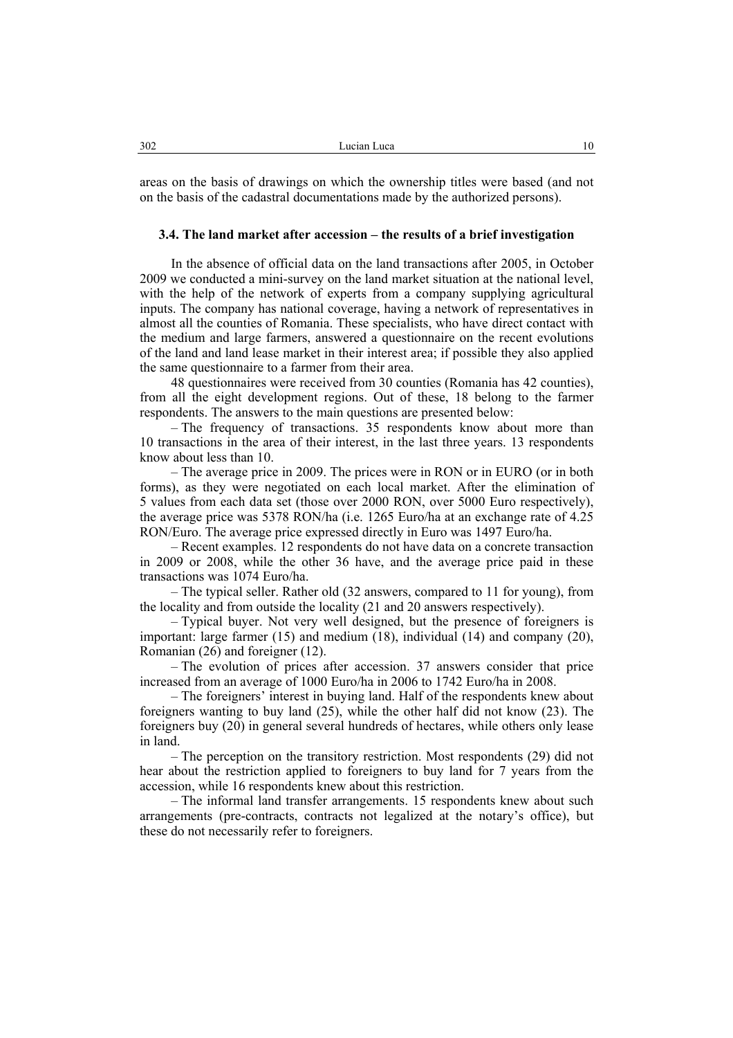areas on the basis of drawings on which the ownership titles were based (and not on the basis of the cadastral documentations made by the authorized persons).

### 3.4. The land market after accession – the results of a brief investigation

In the absence of official data on the land transactions after 2005, in October 2009 we conducted a mini-survey on the land market situation at the national level, with the help of the network of experts from a company supplying agricultural inputs. The company has national coverage, having a network of representatives in almost all the counties of Romania. These specialists, who have direct contact with the medium and large farmers, answered a questionnaire on the recent evolutions of the land and land lease market in their interest area; if possible they also applied the same questionnaire to a farmer from their area.

48 questionnaires were received from 30 counties (Romania has 42 counties), from all the eight development regions. Out of these, 18 belong to the farmer respondents. The answers to the main questions are presented below:

– The frequency of transactions. 35 respondents know about more than 10 transactions in the area of their interest, in the last three years. 13 respondents know about less than 10.

– The average price in 2009. The prices were in RON or in EURO (or in both forms), as they were negotiated on each local market. After the elimination of 5 values from each data set (those over 2000 RON, over 5000 Euro respectively), the average price was 5378 RON/ha (i.e. 1265 Euro/ha at an exchange rate of 4.25 RON/Euro. The average price expressed directly in Euro was 1497 Euro/ha.

– Recent examples. 12 respondents do not have data on a concrete transaction in 2009 or 2008, while the other 36 have, and the average price paid in these transactions was 1074 Euro/ha.

– The typical seller. Rather old (32 answers, compared to 11 for young), from the locality and from outside the locality (21 and 20 answers respectively).

– Typical buyer. Not very well designed, but the presence of foreigners is important: large farmer (15) and medium (18), individual (14) and company (20), Romanian (26) and foreigner (12).

– The evolution of prices after accession. 37 answers consider that price increased from an average of 1000 Euro/ha in 2006 to 1742 Euro/ha in 2008.

– The foreigners' interest in buying land. Half of the respondents knew about foreigners wanting to buy land (25), while the other half did not know (23). The foreigners buy (20) in general several hundreds of hectares, while others only lease in land.

– The perception on the transitory restriction. Most respondents (29) did not hear about the restriction applied to foreigners to buy land for 7 years from the accession, while 16 respondents knew about this restriction.

– The informal land transfer arrangements. 15 respondents knew about such arrangements (pre-contracts, contracts not legalized at the notary's office), but these do not necessarily refer to foreigners.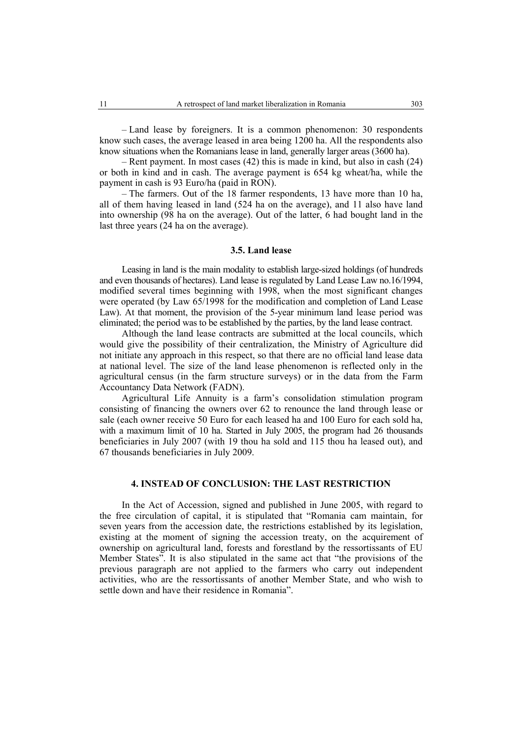– Land lease by foreigners. It is a common phenomenon: 30 respondents know such cases, the average leased in area being 1200 ha. All the respondents also know situations when the Romanians lease in land, generally larger areas (3600 ha).

– Rent payment. In most cases (42) this is made in kind, but also in cash (24) or both in kind and in cash. The average payment is 654 kg wheat/ha, while the payment in cash is 93 Euro/ha (paid in RON).

– The farmers. Out of the 18 farmer respondents, 13 have more than 10 ha, all of them having leased in land (524 ha on the average), and 11 also have land into ownership (98 ha on the average). Out of the latter, 6 had bought land in the last three years (24 ha on the average).

### 3.5. Land lease

Leasing in land is the main modality to establish large-sized holdings (of hundreds and even thousands of hectares). Land lease is regulated by Land Lease Law no.16/1994, modified several times beginning with 1998, when the most significant changes were operated (by Law 65/1998 for the modification and completion of Land Lease Law). At that moment, the provision of the 5-year minimum land lease period was eliminated; the period was to be established by the parties, by the land lease contract.

Although the land lease contracts are submitted at the local councils, which would give the possibility of their centralization, the Ministry of Agriculture did not initiate any approach in this respect, so that there are no official land lease data at national level. The size of the land lease phenomenon is reflected only in the agricultural census (in the farm structure surveys) or in the data from the Farm Accountancy Data Network (FADN).

Agricultural Life Annuity is a farm's consolidation stimulation program consisting of financing the owners over 62 to renounce the land through lease or sale (each owner receive 50 Euro for each leased ha and 100 Euro for each sold ha, with a maximum limit of 10 ha. Started in July 2005, the program had 26 thousands beneficiaries in July 2007 (with 19 thou ha sold and 115 thou ha leased out), and 67 thousands beneficiaries in July 2009.

## 4. INSTEAD OF CONCLUSION: THE LAST RESTRICTION

In the Act of Accession, signed and published in June 2005, with regard to the free circulation of capital, it is stipulated that "Romania cam maintain, for seven years from the accession date, the restrictions established by its legislation, existing at the moment of signing the accession treaty, on the acquirement of ownership on agricultural land, forests and forestland by the ressortissants of EU Member States". It is also stipulated in the same act that "the provisions of the previous paragraph are not applied to the farmers who carry out independent activities, who are the ressortissants of another Member State, and who wish to settle down and have their residence in Romania".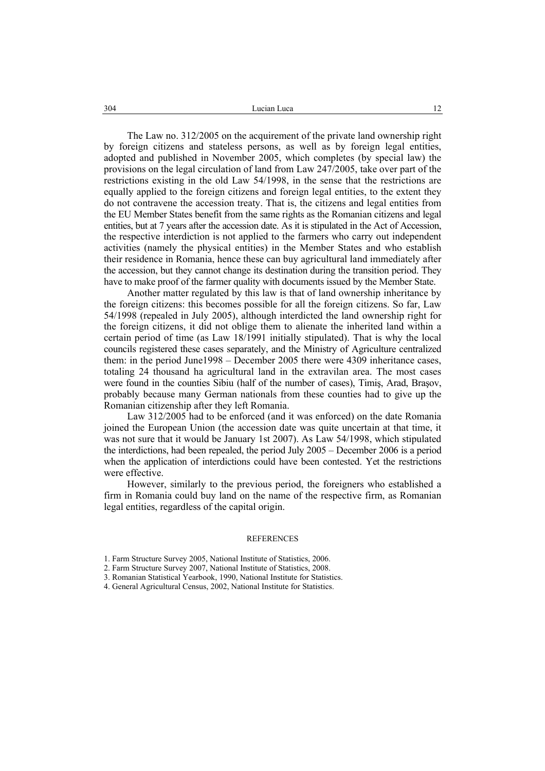The Law no. 312/2005 on the acquirement of the private land ownership right by foreign citizens and stateless persons, as well as by foreign legal entities, adopted and published in November 2005, which completes (by special law) the provisions on the legal circulation of land from Law 247/2005, take over part of the restrictions existing in the old Law 54/1998, in the sense that the restrictions are equally applied to the foreign citizens and foreign legal entities, to the extent they do not contravene the accession treaty. That is, the citizens and legal entities from the EU Member States benefit from the same rights as the Romanian citizens and legal entities, but at 7 years after the accession date. As it is stipulated in the Act of Accession, the respective interdiction is not applied to the farmers who carry out independent activities (namely the physical entities) in the Member States and who establish their residence in Romania, hence these can buy agricultural land immediately after the accession, but they cannot change its destination during the transition period. They have to make proof of the farmer quality with documents issued by the Member State.

Another matter regulated by this law is that of land ownership inheritance by the foreign citizens: this becomes possible for all the foreign citizens. So far, Law 54/1998 (repealed in July 2005), although interdicted the land ownership right for the foreign citizens, it did not oblige them to alienate the inherited land within a certain period of time (as Law 18/1991 initially stipulated). That is why the local councils registered these cases separately, and the Ministry of Agriculture centralized them: in the period June1998 – December 2005 there were 4309 inheritance cases, totaling 24 thousand ha agricultural land in the extravilan area. The most cases were found in the counties Sibiu (half of the number of cases), Timiş, Arad, Braşov, probably because many German nationals from these counties had to give up the Romanian citizenship after they left Romania.

Law 312/2005 had to be enforced (and it was enforced) on the date Romania joined the European Union (the accession date was quite uncertain at that time, it was not sure that it would be January 1st 2007). As Law 54/1998, which stipulated the interdictions, had been repealed, the period July 2005 – December 2006 is a period when the application of interdictions could have been contested. Yet the restrictions were effective.

However, similarly to the previous period, the foreigners who established a firm in Romania could buy land on the name of the respective firm, as Romanian legal entities, regardless of the capital origin.

## REFERENCES

1. Farm Structure Survey 2005, National Institute of Statistics, 2006.
2. Farm Structure Survey 2007, National Institute of Statistics, 2008.
3. Romanian Statistical Yearbook, 1990, National Institute for Statistics.
4. General Agricultural Census, 2002, National Institute for Statistics.